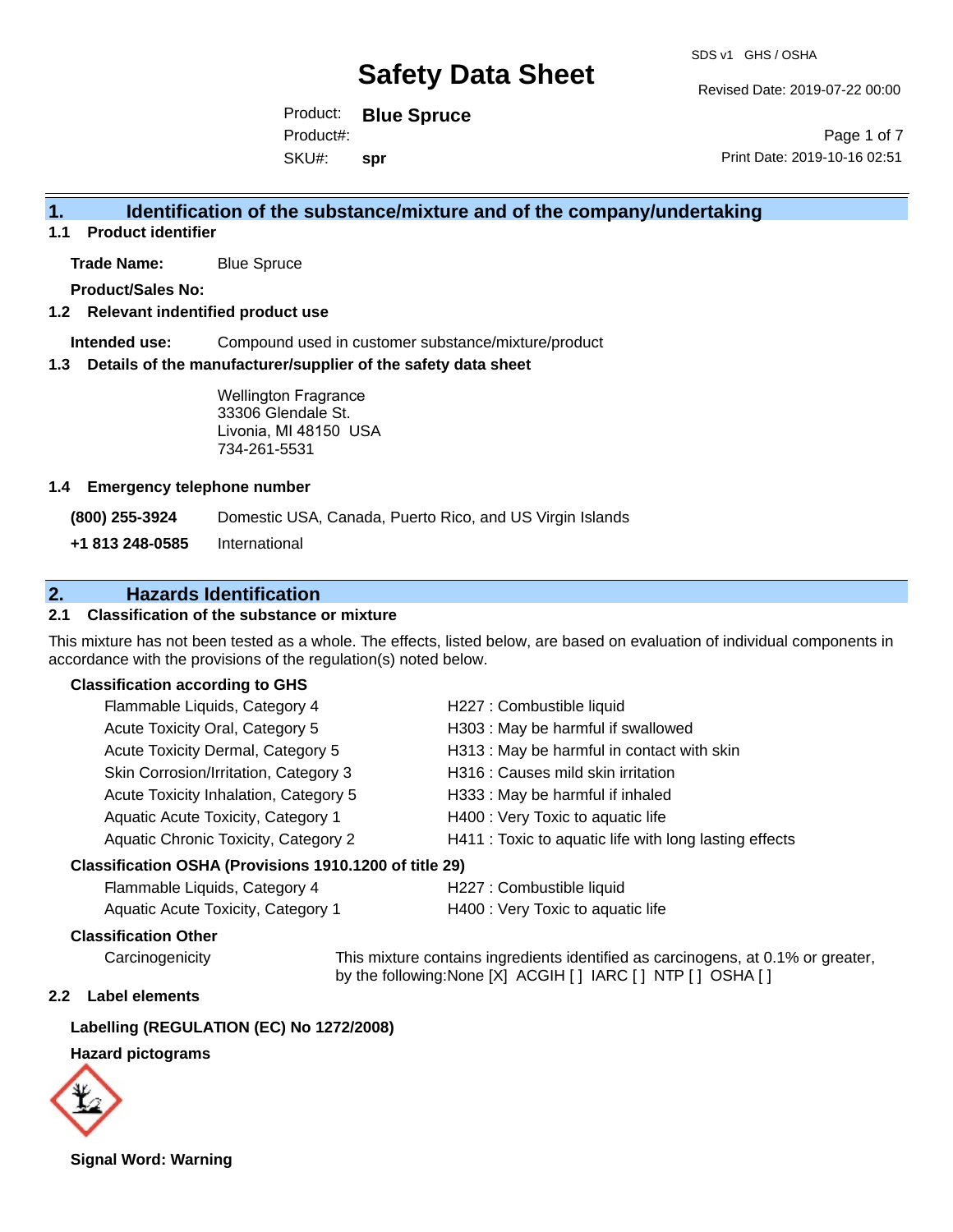# Safety Data Sheet

SDS v1 GHS / OSHA

Revised Date: 2019-07-22 00:00

Product: **Blue Spruce**

Product#:

SKU#: **spr**

Print Date: 2019-10-16 02:51

## 1. Identification of the substance/mixture and of the company/undertaking

### 1.1 Product identifier

**Trade Name:** Blue Spruce

**Product/Sales No:**

### 1.2 Relevant identified product use

**Intended use:** Compound used in customer substance/mixture/product

### 1.3 Details of the manufacturer/supplier of the safety data sheet

Wellington Fragrance
33306 Glendale St.
Livonia, MI 48150 USA
734-261-5531

### 1.4 Emergency telephone number

**(800) 255-3924** Domestic USA, Canada, Puerto Rico, and US Virgin Islands

**+1 813 248-0585** International

## 2. Hazards Identification

### 2.1 Classification of the substance or mixture

This mixture has not been tested as a whole. The effects, listed below, are based on evaluation of individual components in accordance with the provisions of the regulation(s) noted below.

**Classification according to GHS**

| | |
|---|---|
| Flammable Liquids, Category 4 | H227 : Combustible liquid |
| Acute Toxicity Oral, Category 5 | H303 : May be harmful if swallowed |
| Acute Toxicity Dermal, Category 5 | H313 : May be harmful in contact with skin |
| Skin Corrosion/Irritation, Category 3 | H316 : Causes mild skin irritation |
| Acute Toxicity Inhalation, Category 5 | H333 : May be harmful if inhaled |
| Aquatic Acute Toxicity, Category 1 | H400 : Very Toxic to aquatic life |
| Aquatic Chronic Toxicity, Category 2 | H411 : Toxic to aquatic life with long lasting effects |

**Classification OSHA (Provisions 1910.1200 of title 29)**

| | |
|---|---|
| Flammable Liquids, Category 4 | H227 : Combustible liquid |
| Aquatic Acute Toxicity, Category 1 | H400 : Very Toxic to aquatic life |

**Classification Other**

Carcinogenicity — This mixture contains ingredients identified as carcinogens, at 0.1% or greater, by the following:None [X] ACGIH [ ] IARC [ ] NTP [ ] OSHA [ ]

### 2.2 Label elements

**Labelling (REGULATION (EC) No 1272/2008)**

**Hazard pictograms**

**Signal Word: Warning**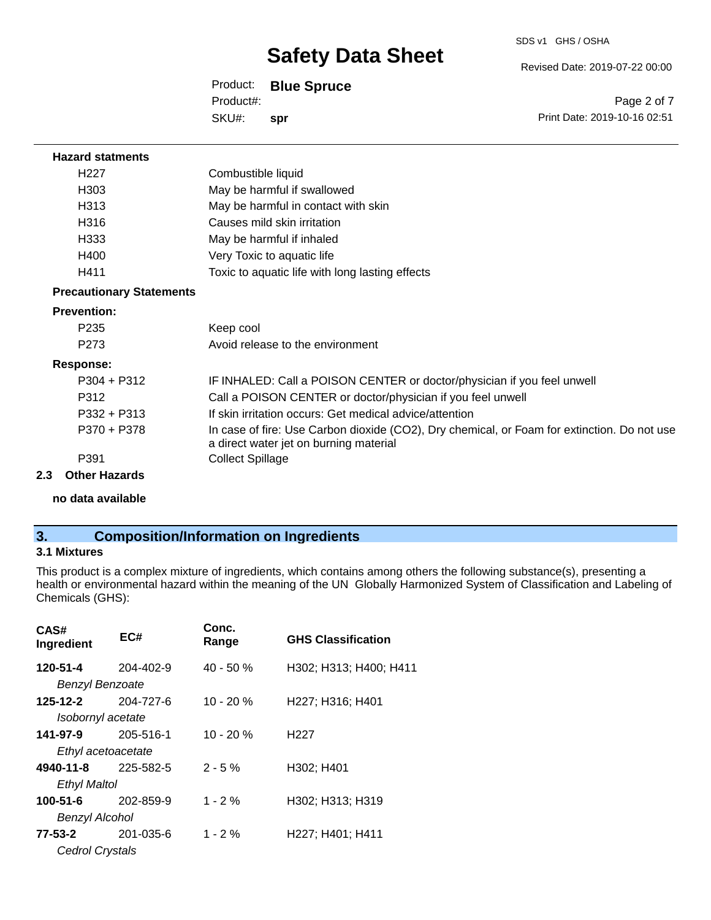**Hazard statments**

| | |
|---|---|
| H227 | Combustible liquid |
| H303 | May be harmful if swallowed |
| H313 | May be harmful in contact with skin |
| H316 | Causes mild skin irritation |
| H333 | May be harmful if inhaled |
| H400 | Very Toxic to aquatic life |
| H411 | Toxic to aquatic life with long lasting effects |

**Precautionary Statements**

**Prevention:**

| | |
|---|---|
| P235 | Keep cool |
| P273 | Avoid release to the environment |

**Response:**

| | |
|---|---|
| P304 + P312 | IF INHALED: Call a POISON CENTER or doctor/physician if you feel unwell |
| P312 | Call a POISON CENTER or doctor/physician if you feel unwell |
| P332 + P313 | If skin irritation occurs: Get medical advice/attention |
| P370 + P378 | In case of fire: Use Carbon dioxide ($CO_2$), Dry chemical, or Foam for extinction. Do not use a direct water jet on burning material |
| P391 | Collect Spillage |

### 2.3 Other Hazards

**no data available**

## 3. Composition/Information on Ingredients

### 3.1 Mixtures

This product is a complex mixture of ingredients, which contains among others the following substance(s), presenting a health or environmental hazard within the meaning of the UN Globally Harmonized System of Classification and Labeling of Chemicals (GHS):

| CAS# Ingredient | EC# | Conc. Range | GHS Classification |
|---|---|---|---|
| **120-51-4** *Benzyl Benzoate* | 204-402-9 | 40 - 50 % | H302; H313; H400; H411 |
| **125-12-2** *Isobornyl acetate* | 204-727-6 | 10 - 20 % | H227; H316; H401 |
| **141-97-9** *Ethyl acetoacetate* | 205-516-1 | 10 - 20 % | H227 |
| **4940-11-8** *Ethyl Maltol* | 225-582-5 | 2 - 5 % | H302; H401 |
| **100-51-6** *Benzyl Alcohol* | 202-859-9 | 1 - 2 % | H302; H313; H319 |
| **77-53-2** *Cedrol Crystals* | 201-035-6 | 1 - 2 % | H227; H401; H411 |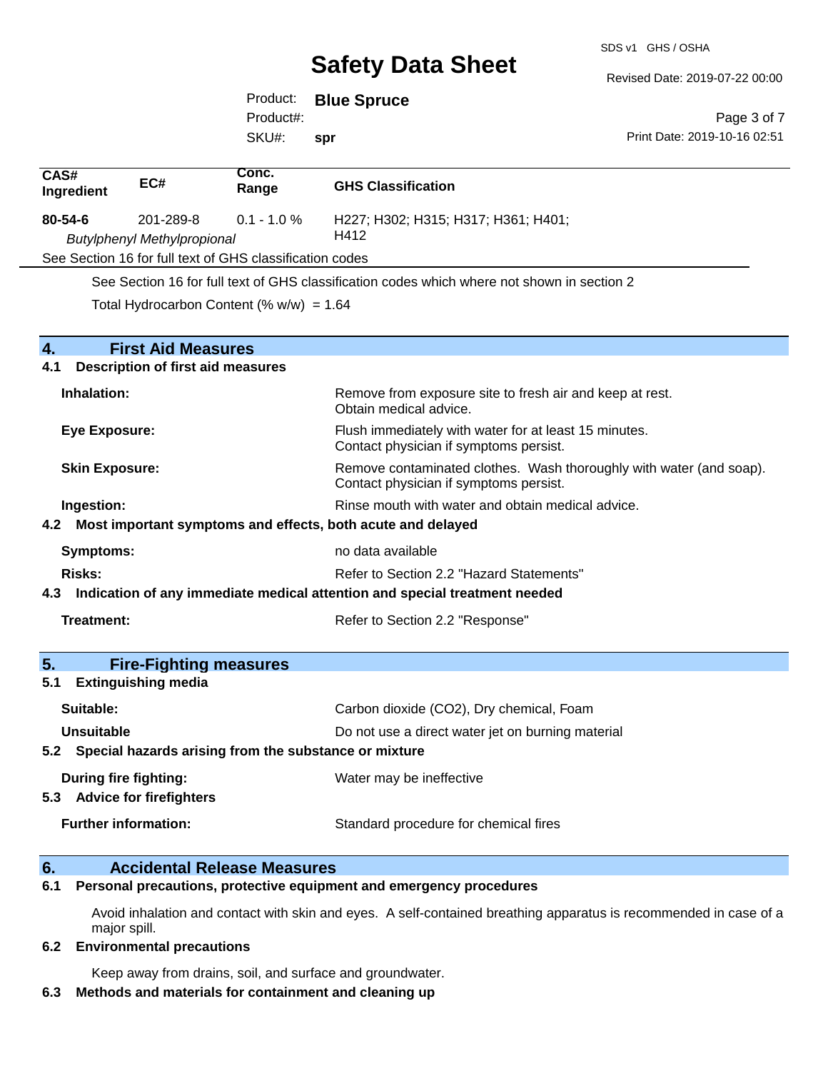| CAS# Ingredient | EC# | Conc. Range | GHS Classification |
|---|---|---|---|
| **80-54-6** *Butylphenyl Methylpropional* | 201-289-8 | 0.1 - 1.0 % | H227; H302; H315; H317; H361; H401; H412 |

See Section 16 for full text of GHS classification codes

See Section 16 for full text of GHS classification codes which where not shown in section 2

Total Hydrocarbon Content (% w/w) = 1.64

## 4. First Aid Measures

### 4.1 Description of first aid measures

**Inhalation:** Remove from exposure site to fresh air and keep at rest. Obtain medical advice.

**Eye Exposure:** Flush immediately with water for at least 15 minutes. Contact physician if symptoms persist.

**Skin Exposure:** Remove contaminated clothes. Wash thoroughly with water (and soap). Contact physician if symptoms persist.

**Ingestion:** Rinse mouth with water and obtain medical advice.

### 4.2 Most important symptoms and effects, both acute and delayed

**Symptoms:** no data available

**Risks:** Refer to Section 2.2 "Hazard Statements"

### 4.3 Indication of any immediate medical attention and special treatment needed

**Treatment:** Refer to Section 2.2 "Response"

## 5. Fire-Fighting measures

### 5.1 Extinguishing media

**Suitable:** Carbon dioxide ($CO_2$), Dry chemical, Foam

**Unsuitable** Do not use a direct water jet on burning material

### 5.2 Special hazards arising from the substance or mixture

**During fire fighting:** Water may be ineffective

### 5.3 Advice for firefighters

**Further information:** Standard procedure for chemical fires

## 6. Accidental Release Measures

### 6.1 Personal precautions, protective equipment and emergency procedures

Avoid inhalation and contact with skin and eyes. A self-contained breathing apparatus is recommended in case of a major spill.

### 6.2 Environmental precautions

Keep away from drains, soil, and surface and groundwater.

### 6.3 Methods and materials for containment and cleaning up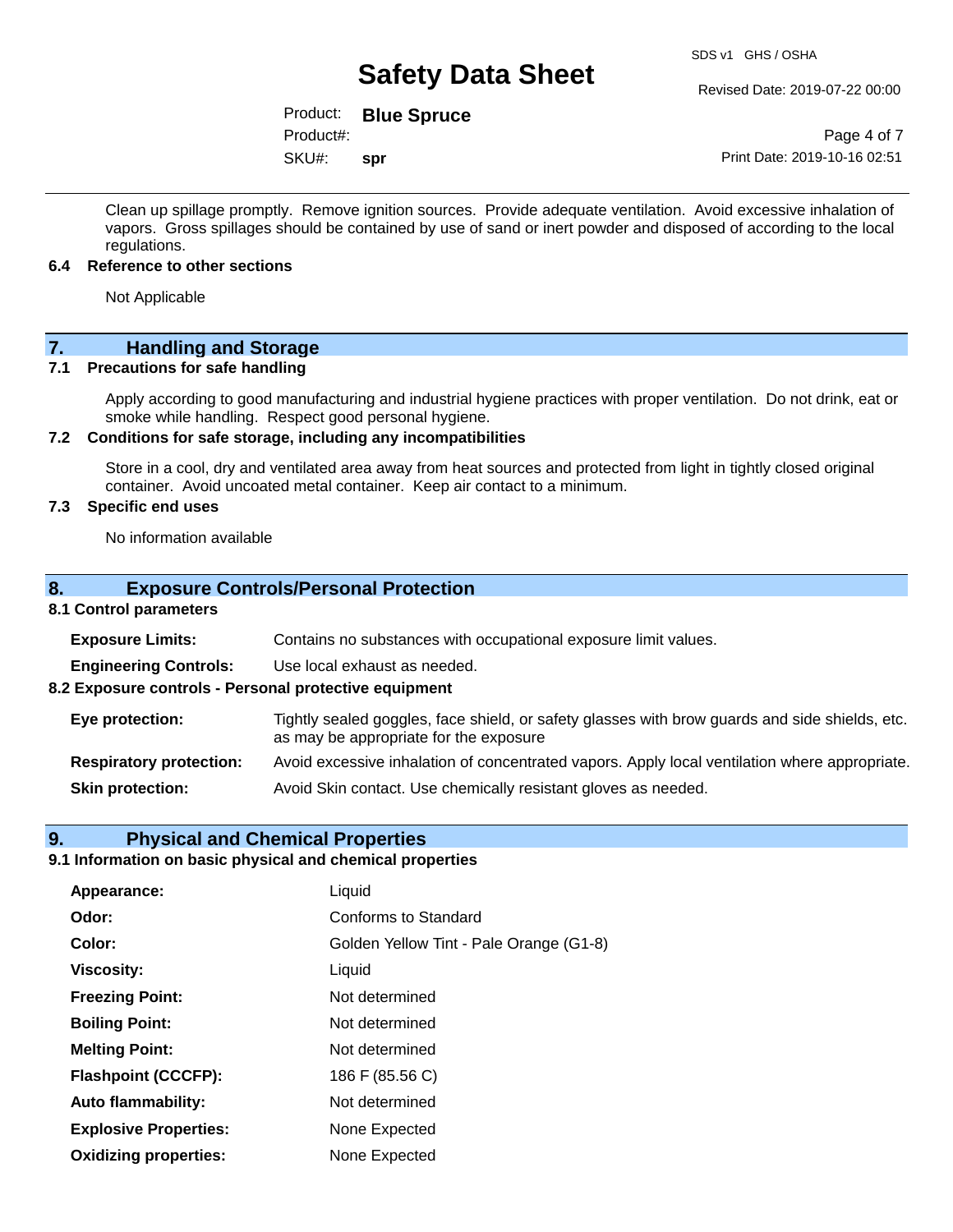Clean up spillage promptly. Remove ignition sources. Provide adequate ventilation. Avoid excessive inhalation of vapors. Gross spillages should be contained by use of sand or inert powder and disposed of according to the local regulations.

### 6.4 Reference to other sections

Not Applicable

## 7. Handling and Storage

### 7.1 Precautions for safe handling

Apply according to good manufacturing and industrial hygiene practices with proper ventilation. Do not drink, eat or smoke while handling. Respect good personal hygiene.

### 7.2 Conditions for safe storage, including any incompatibilities

Store in a cool, dry and ventilated area away from heat sources and protected from light in tightly closed original container. Avoid uncoated metal container. Keep air contact to a minimum.

### 7.3 Specific end uses

No information available

## 8. Exposure Controls/Personal Protection

### 8.1 Control parameters

**Exposure Limits:** Contains no substances with occupational exposure limit values.

**Engineering Controls:** Use local exhaust as needed.

### 8.2 Exposure controls - Personal protective equipment

**Eye protection:** Tightly sealed goggles, face shield, or safety glasses with brow guards and side shields, etc. as may be appropriate for the exposure

**Respiratory protection:** Avoid excessive inhalation of concentrated vapors. Apply local ventilation where appropriate.

**Skin protection:** Avoid Skin contact. Use chemically resistant gloves as needed.

## 9. Physical and Chemical Properties

### 9.1 Information on basic physical and chemical properties

| | |
|---|---|
| **Appearance:** | Liquid |
| **Odor:** | Conforms to Standard |
| **Color:** | Golden Yellow Tint - Pale Orange (G1-8) |
| **Viscosity:** | Liquid |
| **Freezing Point:** | Not determined |
| **Boiling Point:** | Not determined |
| **Melting Point:** | Not determined |
| **Flashpoint (CCCFP):** | 186 F (85.56 C) |
| **Auto flammability:** | Not determined |
| **Explosive Properties:** | None Expected |
| **Oxidizing properties:** | None Expected |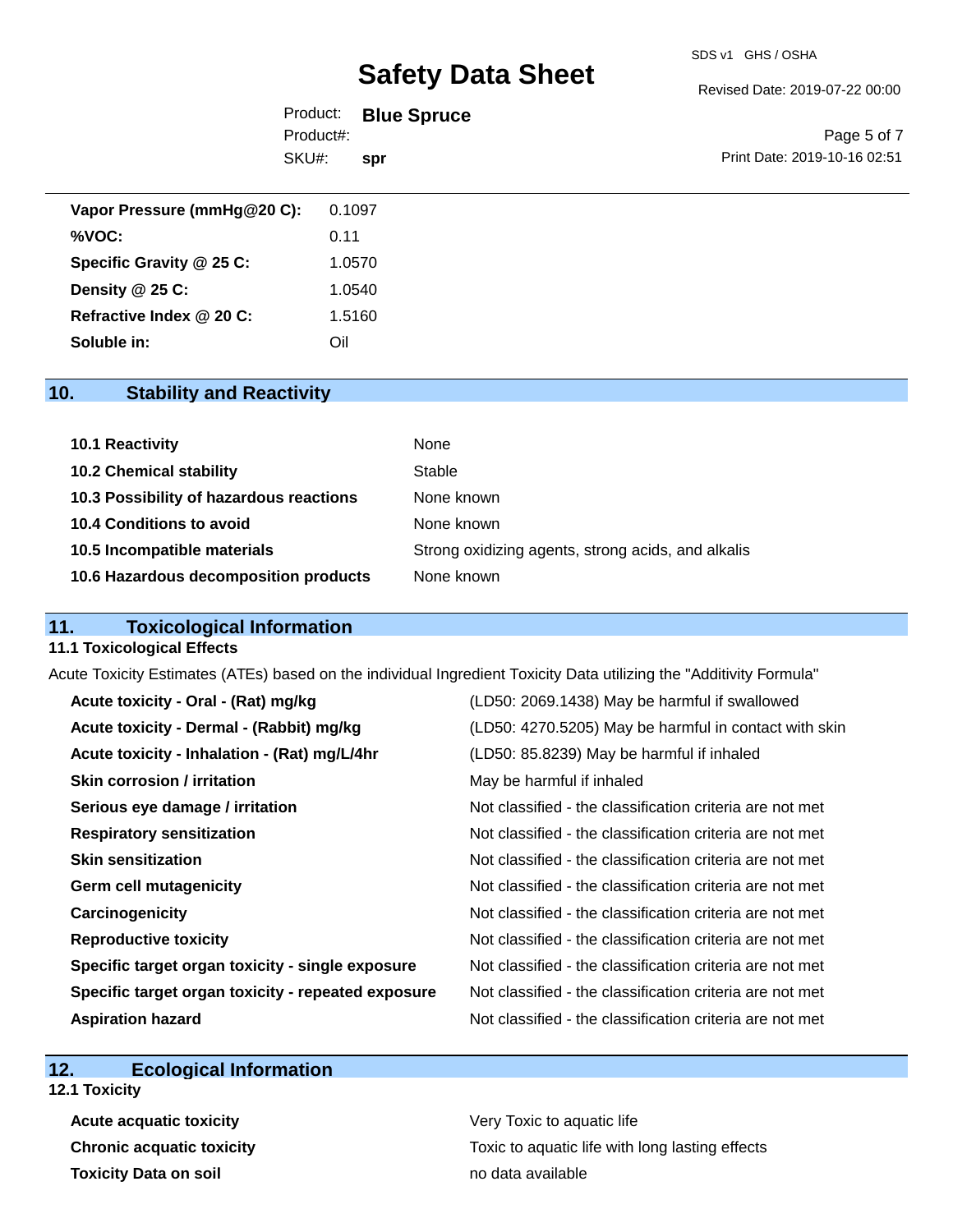| | |
|---|---|
| **Vapor Pressure (mmHg@20 C):** | 0.1097 |
| **%VOC:** | 0.11 |
| **Specific Gravity @ 25 C:** | 1.0570 |
| **Density @ 25 C:** | 1.0540 |
| **Refractive Index @ 20 C:** | 1.5160 |
| **Soluble in:** | Oil |

## 10. Stability and Reactivity

| | |
|---|---|
| **10.1 Reactivity** | None |
| **10.2 Chemical stability** | Stable |
| **10.3 Possibility of hazardous reactions** | None known |
| **10.4 Conditions to avoid** | None known |
| **10.5 Incompatible materials** | Strong oxidizing agents, strong acids, and alkalis |
| **10.6 Hazardous decomposition products** | None known |

## 11. Toxicological Information

### 11.1 Toxicological Effects

Acute Toxicity Estimates (ATEs) based on the individual Ingredient Toxicity Data utilizing the "Additivity Formula"

| | |
|---|---|
| **Acute toxicity - Oral - (Rat) mg/kg** | (LD50: 2069.1438) May be harmful if swallowed |
| **Acute toxicity - Dermal - (Rabbit) mg/kg** | (LD50: 4270.5205) May be harmful in contact with skin |
| **Acute toxicity - Inhalation - (Rat) mg/L/4hr** | (LD50: 85.8239) May be harmful if inhaled |
| **Skin corrosion / irritation** | May be harmful if inhaled |
| **Serious eye damage / irritation** | Not classified - the classification criteria are not met |
| **Respiratory sensitization** | Not classified - the classification criteria are not met |
| **Skin sensitization** | Not classified - the classification criteria are not met |
| **Germ cell mutagenicity** | Not classified - the classification criteria are not met |
| **Carcinogenicity** | Not classified - the classification criteria are not met |
| **Reproductive toxicity** | Not classified - the classification criteria are not met |
| **Specific target organ toxicity - single exposure** | Not classified - the classification criteria are not met |
| **Specific target organ toxicity - repeated exposure** | Not classified - the classification criteria are not met |
| **Aspiration hazard** | Not classified - the classification criteria are not met |

## 12. Ecological Information

### 12.1 Toxicity

| | |
|---|---|
| **Acute acquatic toxicity** | Very Toxic to aquatic life |
| **Chronic acquatic toxicity** | Toxic to aquatic life with long lasting effects |
| **Toxicity Data on soil** | no data available |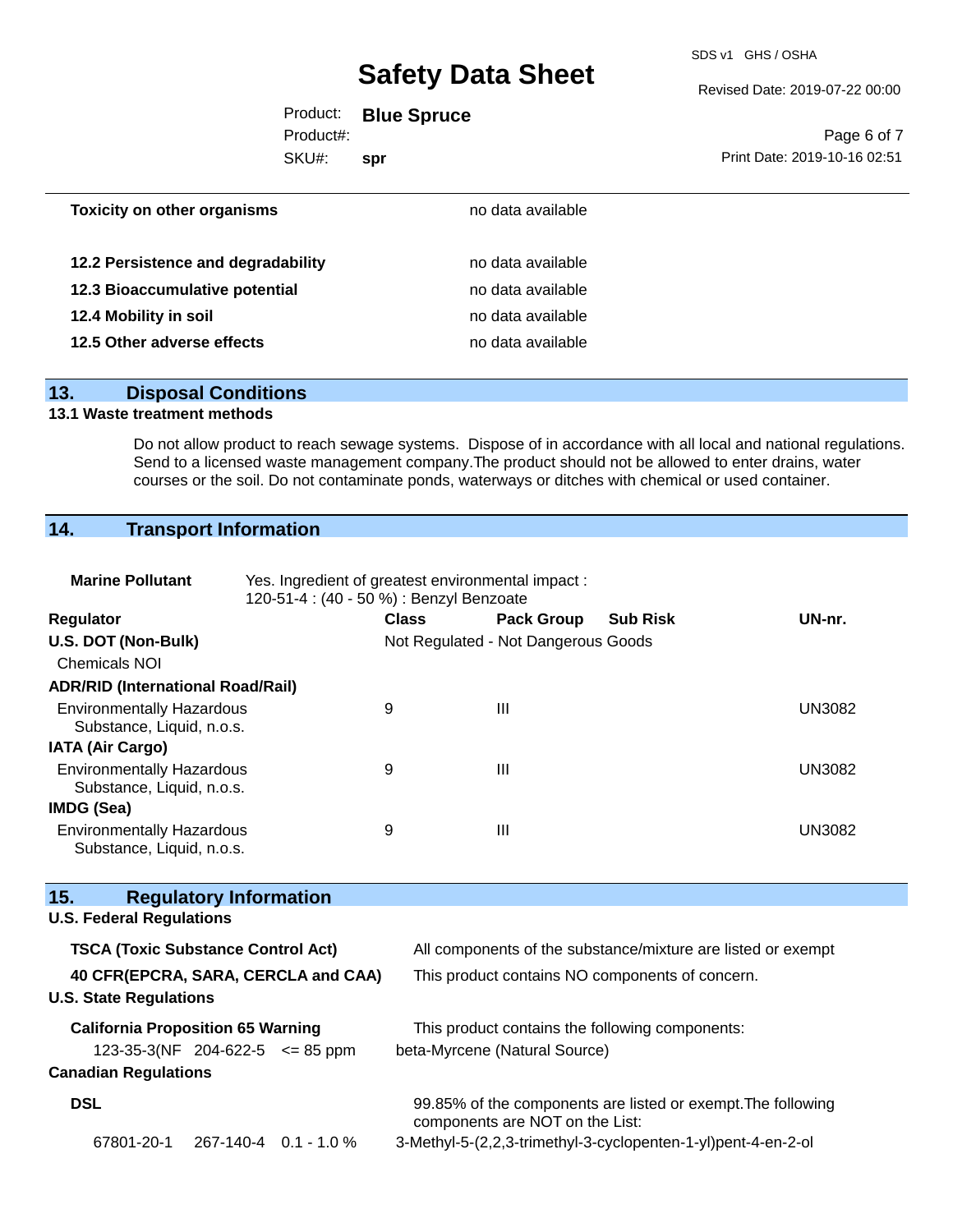| | |
|---|---|
| **Toxicity on other organisms** | no data available |
| **12.2 Persistence and degradability** | no data available |
| **12.3 Bioaccumulative potential** | no data available |
| **12.4 Mobility in soil** | no data available |
| **12.5 Other adverse effects** | no data available |

## 13. Disposal Conditions

### 13.1 Waste treatment methods

Do not allow product to reach sewage systems. Dispose of in accordance with all local and national regulations. Send to a licensed waste management company.The product should not be allowed to enter drains, water courses or the soil. Do not contaminate ponds, waterways or ditches with chemical or used container.

## 14. Transport Information

**Marine Pollutant** Yes. Ingredient of greatest environmental impact : 120-51-4 : (40 - 50 %) : Benzyl Benzoate

| Regulator | Class | Pack Group | Sub Risk | UN-nr. |
|---|---|---|---|---|
| **U.S. DOT (Non-Bulk)** | Not Regulated - Not Dangerous Goods | | | |
| Chemicals NOI | | | | |
| **ADR/RID (International Road/Rail)** | | | | |
| Environmentally Hazardous Substance, Liquid, n.o.s. | 9 | III | | UN3082 |
| **IATA (Air Cargo)** | | | | |
| Environmentally Hazardous Substance, Liquid, n.o.s. | 9 | III | | UN3082 |
| **IMDG (Sea)** | | | | |
| Environmentally Hazardous Substance, Liquid, n.o.s. | 9 | III | | UN3082 |

## 15. Regulatory Information

**U.S. Federal Regulations**

| | |
|---|---|
| **TSCA (Toxic Substance Control Act)** | All components of the substance/mixture are listed or exempt |
| **40 CFR(EPCRA, SARA, CERCLA and CAA)** | This product contains NO components of concern. |

**U.S. State Regulations**

**California Proposition 65 Warning** This product contains the following components:

| | | | |
|---|---|---|---|
| 123-35-3(NF | 204-622-5 | <= 85 ppm | beta-Myrcene (Natural Source) |

**Canadian Regulations**

**DSL** 99.85% of the components are listed or exempt.The following components are NOT on the List:

| | | | |
|---|---|---|---|
| 67801-20-1 | 267-140-4 | 0.1 - 1.0 % | 3-Methyl-5-(2,2,3-trimethyl-3-cyclopenten-1-yl)pent-4-en-2-ol |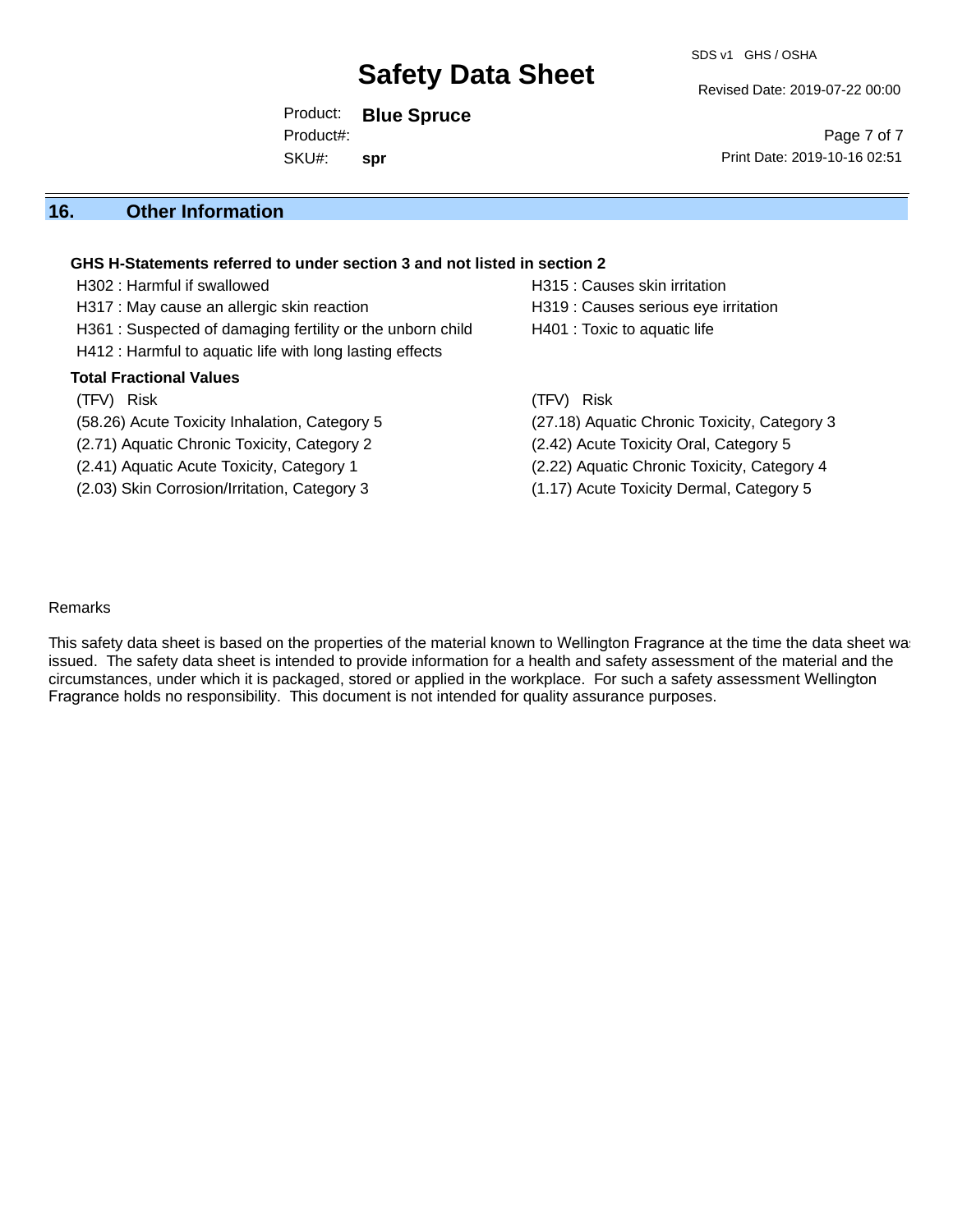## 16. Other Information

**GHS H-Statements referred to under section 3 and not listed in section 2**

H302 : Harmful if swallowed

H315 : Causes skin irritation

H317 : May cause an allergic skin reaction

H319 : Causes serious eye irritation

H361 : Suspected of damaging fertility or the unborn child

H401 : Toxic to aquatic life

H412 : Harmful to aquatic life with long lasting effects

**Total Fractional Values**

(TFV) Risk

(58.26) Acute Toxicity Inhalation, Category 5

(27.18) Aquatic Chronic Toxicity, Category 3

(2.71) Aquatic Chronic Toxicity, Category 2

(2.42) Acute Toxicity Oral, Category 5

(2.41) Aquatic Acute Toxicity, Category 1

(2.22) Aquatic Chronic Toxicity, Category 4

(2.03) Skin Corrosion/Irritation, Category 3

(1.17) Acute Toxicity Dermal, Category 5

Remarks

This safety data sheet is based on the properties of the material known to Wellington Fragrance at the time the data sheet was issued. The safety data sheet is intended to provide information for a health and safety assessment of the material and the circumstances, under which it is packaged, stored or applied in the workplace. For such a safety assessment Wellington Fragrance holds no responsibility. This document is not intended for quality assurance purposes.